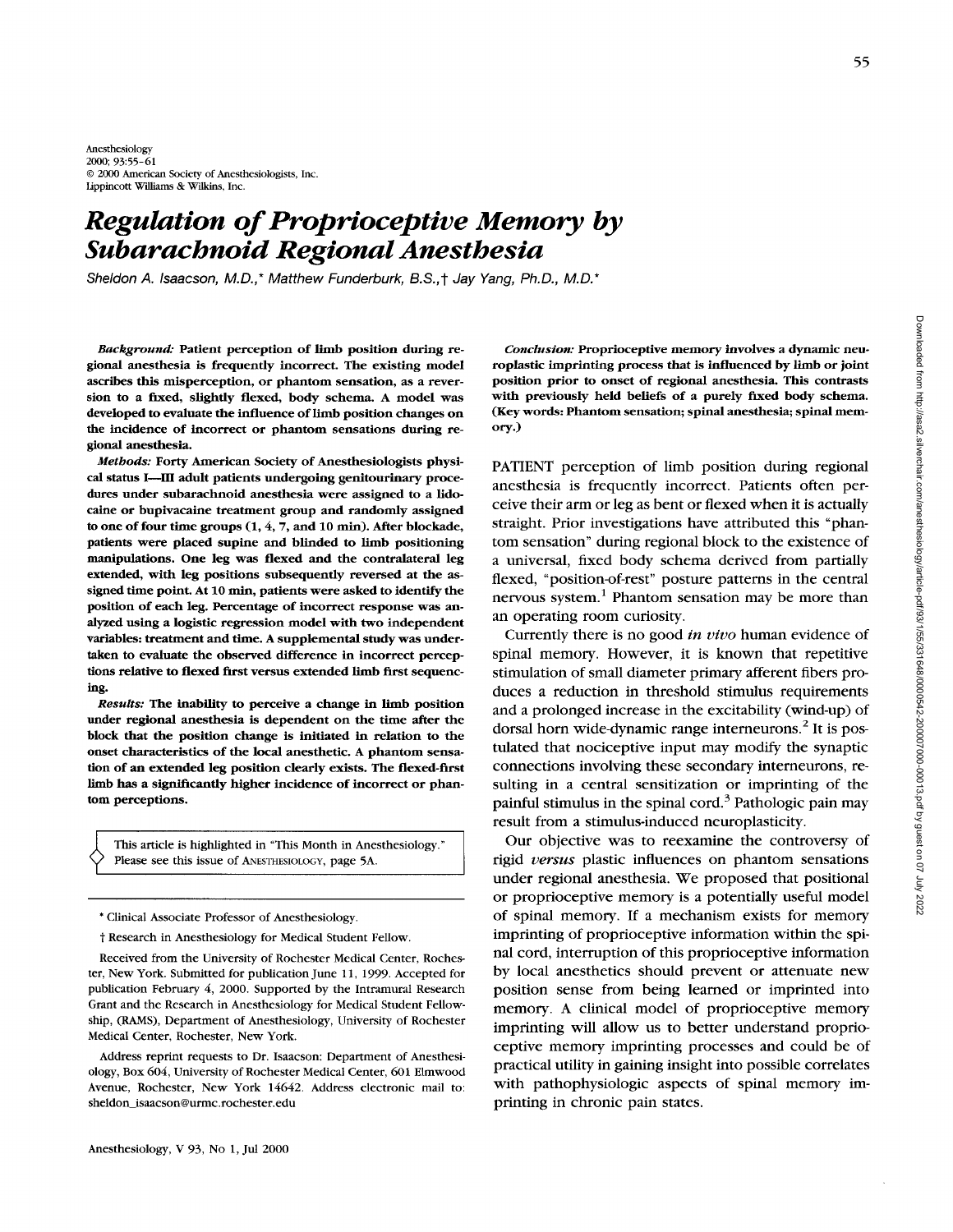Anesthesiology
2000; 93:55–61
© 2000 American Society of Anesthesiologists, Inc.
Lippincott Williams & Wilkins, Inc.

# *Regulation of Proprioceptive Memory by Subarachnoid Regional Anesthesia*

*Sheldon A. Isaacson, M.D.,\* Matthew Funderburk, B.S.,† Jay Yang, Ph.D., M.D.\**

***Background:*** **Patient perception of limb position during regional anesthesia is frequently incorrect. The existing model ascribes this misperception, or phantom sensation, as a reversion to a fixed, slightly flexed, body schema. A model was developed to evaluate the influence of limb position changes on the incidence of incorrect or phantom sensations during regional anesthesia.**

***Methods:*** **Forty American Society of Anesthesiologists physical status I–III adult patients undergoing genitourinary procedures under subarachnoid anesthesia were assigned to a lidocaine or bupivacaine treatment group and randomly assigned to one of four time groups (1, 4, 7, and 10 min). After blockade, patients were placed supine and blinded to limb positioning manipulations. One leg was flexed and the contralateral leg extended, with leg positions subsequently reversed at the assigned time point. At 10 min, patients were asked to identify the position of each leg. Percentage of incorrect response was analyzed using a logistic regression model with two independent variables: treatment and time. A supplemental study was undertaken to evaluate the observed difference in incorrect perceptions relative to flexed first versus extended limb first sequencing.**

***Results:*** **The inability to perceive a change in limb position under regional anesthesia is dependent on the time after the block that the position change is initiated in relation to the onset characteristics of the local anesthetic. A phantom sensation of an extended leg position clearly exists. The flexed-first limb has a significantly higher incidence of incorrect or phantom perceptions.**

***Conclusion:*** **Proprioceptive memory involves a dynamic neuroplastic imprinting process that is influenced by limb or joint position prior to onset of regional anesthesia. This contrasts with previously held beliefs of a purely fixed body schema. (Key words: Phantom sensation; spinal anesthesia; spinal memory.)**

> This article is highlighted in "This Month in Anesthesiology." Please see this issue of ANESTHESIOLOGY, page 5A.

\* Clinical Associate Professor of Anesthesiology.

† Research in Anesthesiology for Medical Student Fellow.

Received from the University of Rochester Medical Center, Rochester, New York. Submitted for publication June 11, 1999. Accepted for publication February 4, 2000. Supported by the Intramural Research Grant and the Research in Anesthesiology for Medical Student Fellowship, (RAMS), Department of Anesthesiology, University of Rochester Medical Center, Rochester, New York.

Address reprint requests to Dr. Isaacson: Department of Anesthesiology, Box 604, University of Rochester Medical Center, 601 Elmwood Avenue, Rochester, New York 14642. Address electronic mail to: sheldon_isaacson@urmc.rochester.edu

PATIENT perception of limb position during regional anesthesia is frequently incorrect. Patients often perceive their arm or leg as bent or flexed when it is actually straight. Prior investigations have attributed this "phantom sensation" during regional block to the existence of a universal, fixed body schema derived from partially flexed, "position-of-rest" posture patterns in the central nervous system.[1] Phantom sensation may be more than an operating room curiosity.

Currently there is no good *in vivo* human evidence of spinal memory. However, it is known that repetitive stimulation of small diameter primary afferent fibers produces a reduction in threshold stimulus requirements and a prolonged increase in the excitability (wind-up) of dorsal horn wide-dynamic range interneurons.[2] It is postulated that nociceptive input may modify the synaptic connections involving these secondary interneurons, resulting in a central sensitization or imprinting of the painful stimulus in the spinal cord.[3] Pathologic pain may result from a stimulus-induced neuroplasticity.

Our objective was to reexamine the controversy of rigid *versus* plastic influences on phantom sensations under regional anesthesia. We proposed that positional or proprioceptive memory is a potentially useful model of spinal memory. If a mechanism exists for memory imprinting of proprioceptive information within the spinal cord, interruption of this proprioceptive information by local anesthetics should prevent or attenuate new position sense from being learned or imprinted into memory. A clinical model of proprioceptive memory imprinting will allow us to better understand proprioceptive memory imprinting processes and could be of practical utility in gaining insight into possible correlates with pathophysiologic aspects of spinal memory imprinting in chronic pain states.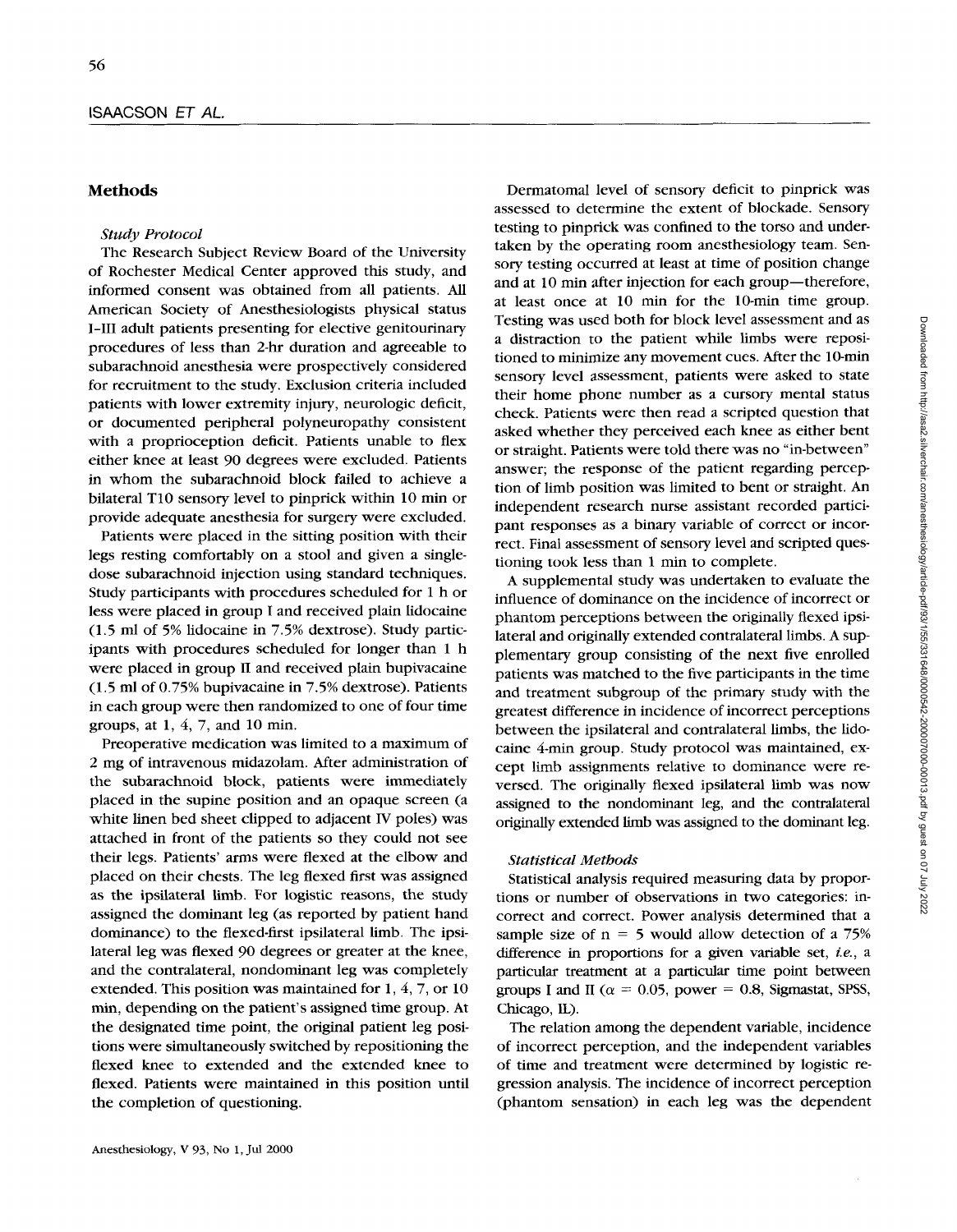## Methods

### *Study Protocol*

The Research Subject Review Board of the University of Rochester Medical Center approved this study, and informed consent was obtained from all patients. All American Society of Anesthesiologists physical status I–III adult patients presenting for elective genitourinary procedures of less than 2-hr duration and agreeable to subarachnoid anesthesia were prospectively considered for recruitment to the study. Exclusion criteria included patients with lower extremity injury, neurologic deficit, or documented peripheral polyneuropathy consistent with a proprioception deficit. Patients unable to flex either knee at least 90 degrees were excluded. Patients in whom the subarachnoid block failed to achieve a bilateral T10 sensory level to pinprick within 10 min or provide adequate anesthesia for surgery were excluded.

Patients were placed in the sitting position with their legs resting comfortably on a stool and given a single-dose subarachnoid injection using standard techniques. Study participants with procedures scheduled for 1 h or less were placed in group I and received plain lidocaine (1.5 ml of 5% lidocaine in 7.5% dextrose). Study participants with procedures scheduled for longer than 1 h were placed in group II and received plain bupivacaine (1.5 ml of 0.75% bupivacaine in 7.5% dextrose). Patients in each group were then randomized to one of four time groups, at 1, 4, 7, and 10 min.

Preoperative medication was limited to a maximum of 2 mg of intravenous midazolam. After administration of the subarachnoid block, patients were immediately placed in the supine position and an opaque screen (a white linen bed sheet clipped to adjacent IV poles) was attached in front of the patients so they could not see their legs. Patients' arms were flexed at the elbow and placed on their chests. The leg flexed first was assigned as the ipsilateral limb. For logistic reasons, the study assigned the dominant leg (as reported by patient hand dominance) to the flexed-first ipsilateral limb. The ipsilateral leg was flexed 90 degrees or greater at the knee, and the contralateral, nondominant leg was completely extended. This position was maintained for 1, 4, 7, or 10 min, depending on the patient's assigned time group. At the designated time point, the original patient leg positions were simultaneously switched by repositioning the flexed knee to extended and the extended knee to flexed. Patients were maintained in this position until the completion of questioning.

Dermatomal level of sensory deficit to pinprick was assessed to determine the extent of blockade. Sensory testing to pinprick was confined to the torso and undertaken by the operating room anesthesiology team. Sensory testing occurred at least at time of position change and at 10 min after injection for each group—therefore, at least once at 10 min for the 10-min time group. Testing was used both for block level assessment and as a distraction to the patient while limbs were repositioned to minimize any movement cues. After the 10-min sensory level assessment, patients were asked to state their home phone number as a cursory mental status check. Patients were then read a scripted question that asked whether they perceived each knee as either bent or straight. Patients were told there was no "in-between" answer; the response of the patient regarding perception of limb position was limited to bent or straight. An independent research nurse assistant recorded participant responses as a binary variable of correct or incorrect. Final assessment of sensory level and scripted questioning took less than 1 min to complete.

A supplemental study was undertaken to evaluate the influence of dominance on the incidence of incorrect or phantom perceptions between the originally flexed ipsilateral and originally extended contralateral limbs. A supplementary group consisting of the next five enrolled patients was matched to the five participants in the time and treatment subgroup of the primary study with the greatest difference in incidence of incorrect perceptions between the ipsilateral and contralateral limbs, the lidocaine 4-min group. Study protocol was maintained, except limb assignments relative to dominance were reversed. The originally flexed ipsilateral limb was now assigned to the nondominant leg, and the contralateral originally extended limb was assigned to the dominant leg.

### *Statistical Methods*

Statistical analysis required measuring data by proportions or number of observations in two categories: incorrect and correct. Power analysis determined that a sample size of $n = 5$ would allow detection of a 75% difference in proportions for a given variable set, *i.e.*, a particular treatment at a particular time point between groups I and II ($\alpha = 0.05$, power $= 0.8$, Sigmastat, SPSS, Chicago, IL).

The relation among the dependent variable, incidence of incorrect perception, and the independent variables of time and treatment were determined by logistic regression analysis. The incidence of incorrect perception (phantom sensation) in each leg was the dependent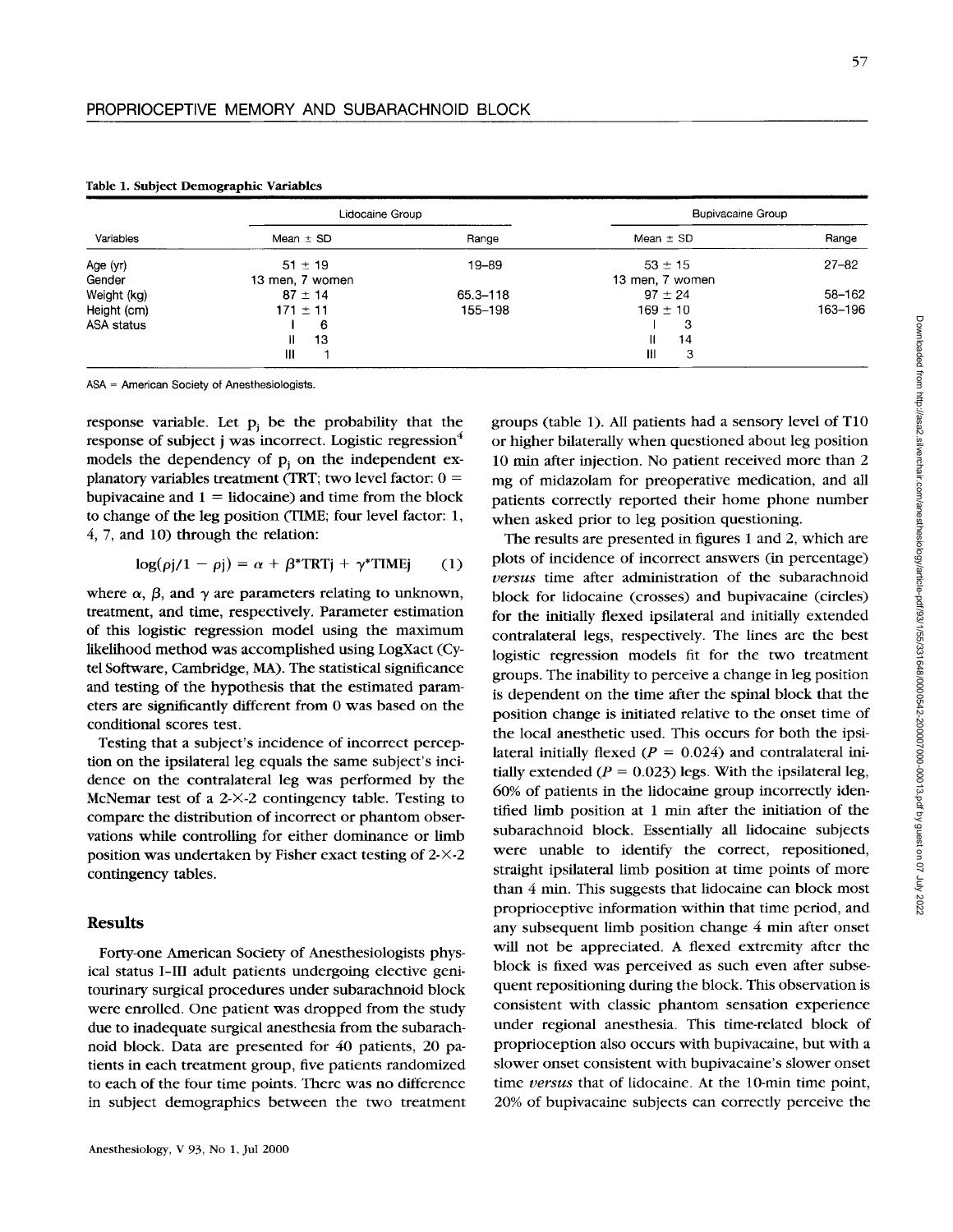**Table 1. Subject Demographic Variables**

| Variables | Lidocaine Group | | Bupivacaine Group | |
|---|---|---|---|---|
| | Mean ± SD | Range | Mean ± SD | Range |
| Age (yr) | 51 ± 19 | 19–89 | 53 ± 15 | 27–82 |
| Gender | 13 men, 7 women | | 13 men, 7 women | |
| Weight (kg) | 87 ± 14 | 65.3–118 | 97 ± 24 | 58–162 |
| Height (cm) | 171 ± 11 | 155–198 | 169 ± 10 | 163–196 |
| ASA status | I 6 | | I 3 | |
| | II 13 | | II 14 | |
| | III 1 | | III 3 | |

ASA = American Society of Anesthesiologists.

response variable. Let $p_j$ be the probability that the response of subject j was incorrect. Logistic regression[4] models the dependency of $p_j$ on the independent explanatory variables treatment (TRT; two level factor: 0 = bupivacaine and 1 = lidocaine) and time from the block to change of the leg position (TIME; four level factor: 1, 4, 7, and 10) through the relation:

$$\log(\rho j/1 - \rho j) = \alpha + \beta^{*}\mathrm{TRTj} + \gamma^{*}\mathrm{TIMEj} \qquad (1)$$

where $\alpha$, $\beta$, and $\gamma$ are parameters relating to unknown, treatment, and time, respectively. Parameter estimation of this logistic regression model using the maximum likelihood method was accomplished using LogXact (Cytel Software, Cambridge, MA). The statistical significance and testing of the hypothesis that the estimated parameters are significantly different from 0 was based on the conditional scores test.

Testing that a subject's incidence of incorrect perception on the ipsilateral leg equals the same subject's incidence on the contralateral leg was performed by the McNemar test of a 2-X-2 contingency table. Testing to compare the distribution of incorrect or phantom observations while controlling for either dominance or limb position was undertaken by Fisher exact testing of 2-X-2 contingency tables.

## Results

Forty-one American Society of Anesthesiologists physical status I–III adult patients undergoing elective genitourinary surgical procedures under subarachnoid block were enrolled. One patient was dropped from the study due to inadequate surgical anesthesia from the subarachnoid block. Data are presented for 40 patients, 20 patients in each treatment group, five patients randomized to each of the four time points. There was no difference in subject demographics between the two treatment groups (table 1). All patients had a sensory level of T10 or higher bilaterally when questioned about leg position 10 min after injection. No patient received more than 2 mg of midazolam for preoperative medication, and all patients correctly reported their home phone number when asked prior to leg position questioning.

The results are presented in figures 1 and 2, which are plots of incidence of incorrect answers (in percentage) *versus* time after administration of the subarachnoid block for lidocaine (crosses) and bupivacaine (circles) for the initially flexed ipsilateral and initially extended contralateral legs, respectively. The lines are the best logistic regression models fit for the two treatment groups. The inability to perceive a change in leg position is dependent on the time after the spinal block that the position change is initiated relative to the onset time of the local anesthetic used. This occurs for both the ipsilateral initially flexed ($P = 0.024$) and contralateral initially extended ($P = 0.023$) legs. With the ipsilateral leg, 60% of patients in the lidocaine group incorrectly identified limb position at 1 min after the initiation of the subarachnoid block. Essentially all lidocaine subjects were unable to identify the correct, repositioned, straight ipsilateral limb position at time points of more than 4 min. This suggests that lidocaine can block most proprioceptive information within that time period, and any subsequent limb position change 4 min after onset will not be appreciated. A flexed extremity after the block is fixed was perceived as such even after subsequent repositioning during the block. This observation is consistent with classic phantom sensation experience under regional anesthesia. This time-related block of proprioception also occurs with bupivacaine, but with a slower onset consistent with bupivacaine's slower onset time *versus* that of lidocaine. At the 10-min time point, 20% of bupivacaine subjects can correctly perceive the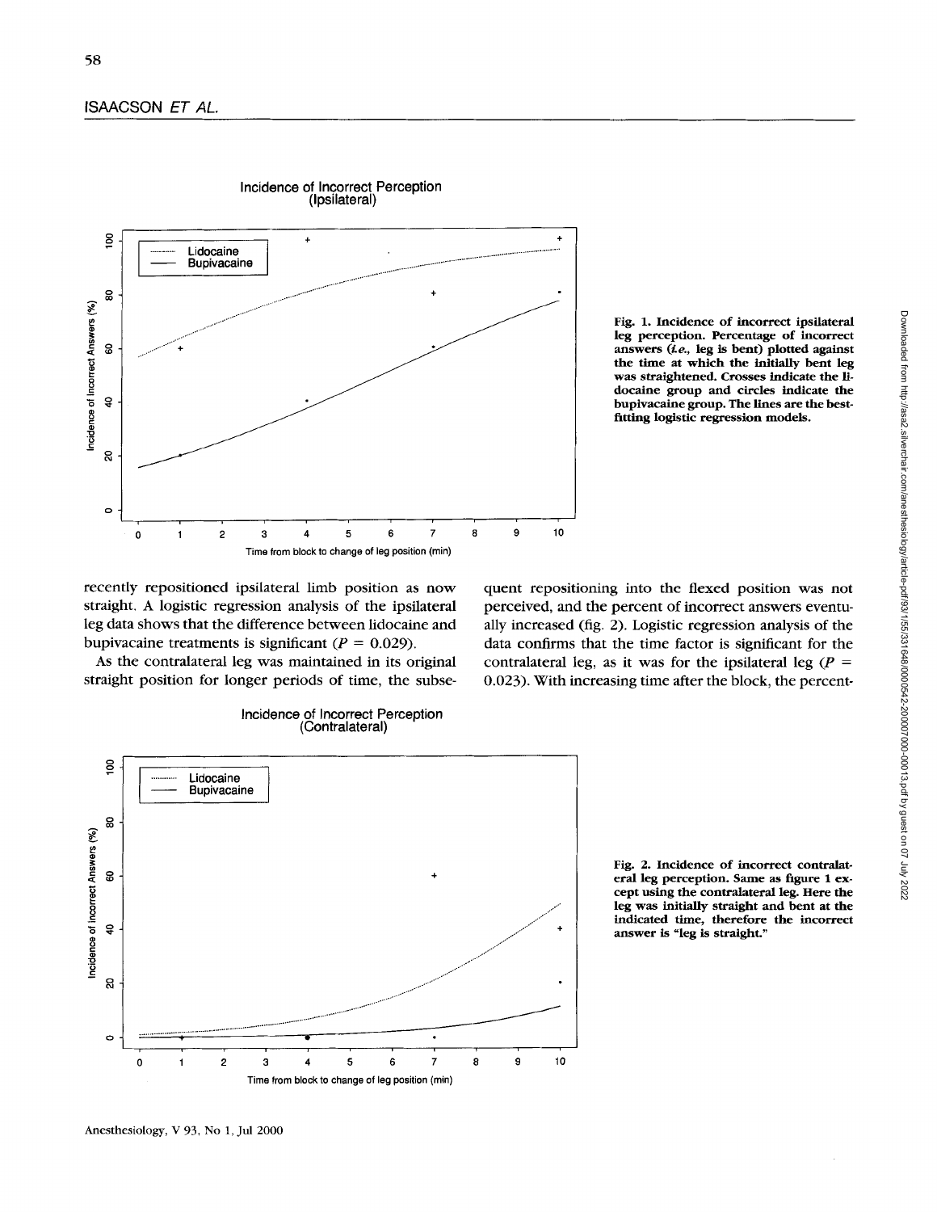Fig. 1. Incidence of incorrect ipsilateral leg perception. Percentage of incorrect answers (*i.e.*, leg is bent) plotted against the time at which the initially bent leg was straightened. Crosses indicate the lidocaine group and circles indicate the bupivacaine group. The lines are the best-fitting logistic regression models.

recently repositioned ipsilateral limb position as now straight. A logistic regression analysis of the ipsilateral leg data shows that the difference between lidocaine and bupivacaine treatments is significant ($P = 0.029$).

As the contralateral leg was maintained in its original straight position for longer periods of time, the subsequent repositioning into the flexed position was not perceived, and the percent of incorrect answers eventually increased (fig. 2). Logistic regression analysis of the data confirms that the time factor is significant for the contralateral leg, as it was for the ipsilateral leg ($P = 0.023$). With increasing time after the block, the percent-

Fig. 2. Incidence of incorrect contralateral leg perception. Same as figure 1 except using the contralateral leg. Here the leg was initially straight and bent at the indicated time, therefore the incorrect answer is "leg is straight."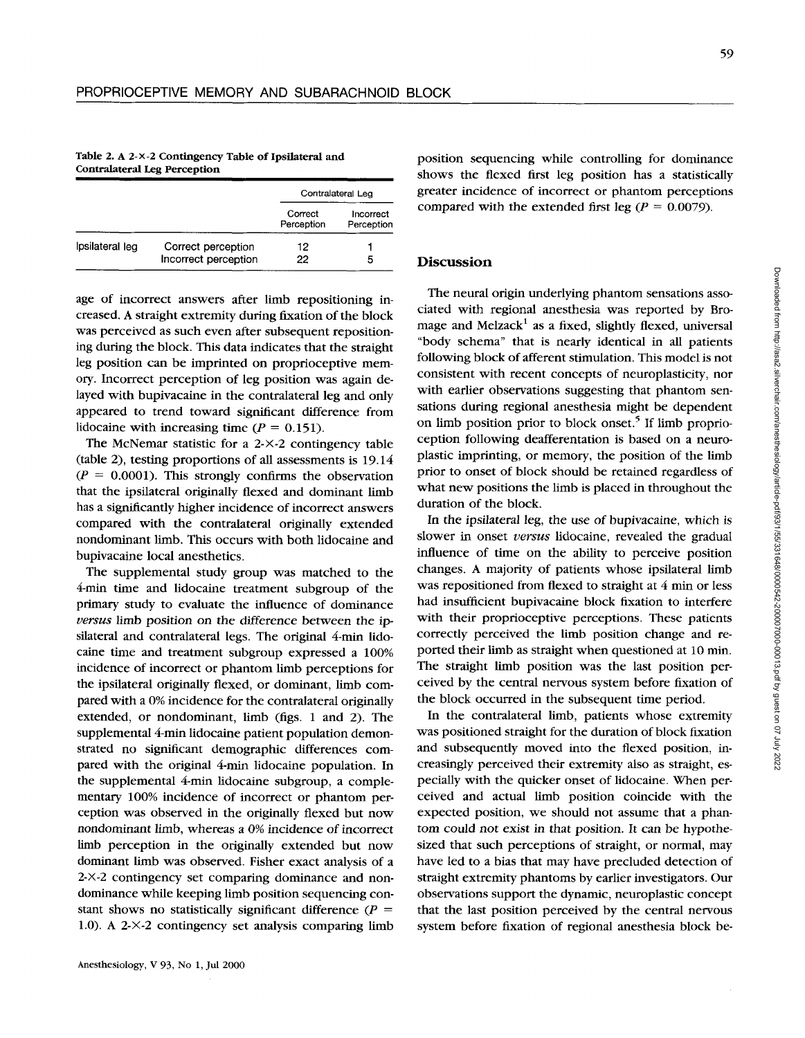**Table 2. A 2-×-2 Contingency Table of Ipsilateral and Contralateral Leg Perception**

| | | Contralateral Leg | |
|---|---|---|---|
| | | Correct Perception | Incorrect Perception |
| Ipsilateral leg | Correct perception | 12 | 1 |
| | Incorrect perception | 22 | 5 |

age of incorrect answers after limb repositioning increased. A straight extremity during fixation of the block was perceived as such even after subsequent repositioning during the block. This data indicates that the straight leg position can be imprinted on proprioceptive memory. Incorrect perception of leg position was again delayed with bupivacaine in the contralateral leg and only appeared to trend toward significant difference from lidocaine with increasing time ($P = 0.151$).

The McNemar statistic for a 2-×-2 contingency table (table 2), testing proportions of all assessments is 19.14 ($P = 0.0001$). This strongly confirms the observation that the ipsilateral originally flexed and dominant limb has a significantly higher incidence of incorrect answers compared with the contralateral originally extended nondominant limb. This occurs with both lidocaine and bupivacaine local anesthetics.

The supplemental study group was matched to the 4-min time and lidocaine treatment subgroup of the primary study to evaluate the influence of dominance *versus* limb position on the difference between the ipsilateral and contralateral legs. The original 4-min lidocaine time and treatment subgroup expressed a 100% incidence of incorrect or phantom limb perceptions for the ipsilateral originally flexed, or dominant, limb compared with a 0% incidence for the contralateral originally extended, or nondominant, limb (figs. 1 and 2). The supplemental 4-min lidocaine patient population demonstrated no significant demographic differences compared with the original 4-min lidocaine population. In the supplemental 4-min lidocaine subgroup, a complementary 100% incidence of incorrect or phantom perception was observed in the originally flexed but now nondominant limb, whereas a 0% incidence of incorrect limb perception in the originally extended but now dominant limb was observed. Fisher exact analysis of a 2-×-2 contingency set comparing dominance and nondominance while keeping limb position sequencing constant shows no statistically significant difference ($P = 1.0$). A 2-×-2 contingency set analysis comparing limb position sequencing while controlling for dominance shows the flexed first leg position has a statistically greater incidence of incorrect or phantom perceptions compared with the extended first leg ($P = 0.0079$).

## Discussion

The neural origin underlying phantom sensations associated with regional anesthesia was reported by Bromage and Melzack[1] as a fixed, slightly flexed, universal "body schema" that is nearly identical in all patients following block of afferent stimulation. This model is not consistent with recent concepts of neuroplasticity, nor with earlier observations suggesting that phantom sensations during regional anesthesia might be dependent on limb position prior to block onset.[5] If limb proprioception following deafferentation is based on a neuroplastic imprinting, or memory, the position of the limb prior to onset of block should be retained regardless of what new positions the limb is placed in throughout the duration of the block.

In the ipsilateral leg, the use of bupivacaine, which is slower in onset *versus* lidocaine, revealed the gradual influence of time on the ability to perceive position changes. A majority of patients whose ipsilateral limb was repositioned from flexed to straight at 4 min or less had insufficient bupivacaine block fixation to interfere with their proprioceptive perceptions. These patients correctly perceived the limb position change and reported their limb as straight when questioned at 10 min. The straight limb position was the last position perceived by the central nervous system before fixation of the block occurred in the subsequent time period.

In the contralateral limb, patients whose extremity was positioned straight for the duration of block fixation and subsequently moved into the flexed position, increasingly perceived their extremity also as straight, especially with the quicker onset of lidocaine. When perceived and actual limb position coincide with the expected position, we should not assume that a phantom could not exist in that position. It can be hypothesized that such perceptions of straight, or normal, may have led to a bias that may have precluded detection of straight extremity phantoms by earlier investigators. Our observations support the dynamic, neuroplastic concept that the last position perceived by the central nervous system before fixation of regional anesthesia block be-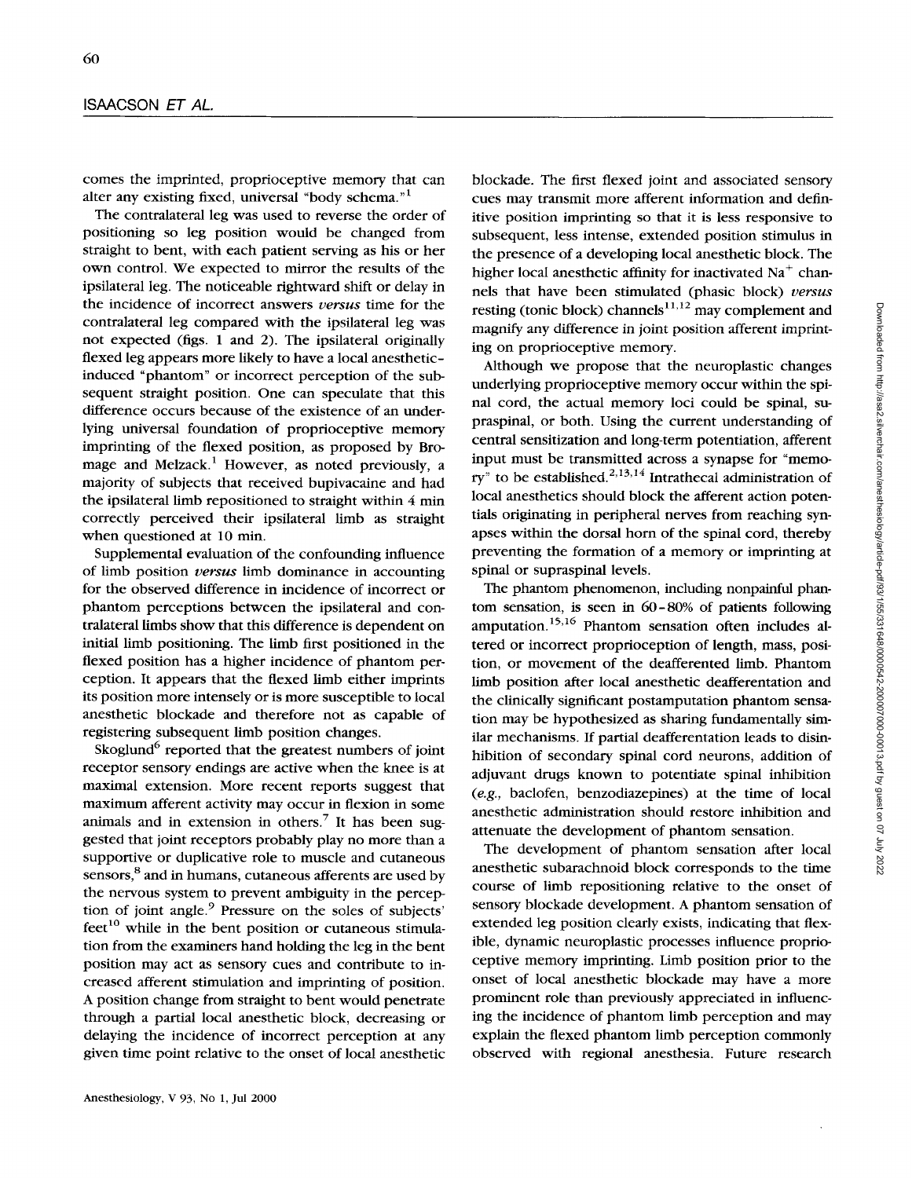comes the imprinted, proprioceptive memory that can alter any existing fixed, universal "body schema."[1]

The contralateral leg was used to reverse the order of positioning so leg position would be changed from straight to bent, with each patient serving as his or her own control. We expected to mirror the results of the ipsilateral leg. The noticeable rightward shift or delay in the incidence of incorrect answers *versus* time for the contralateral leg compared with the ipsilateral leg was not expected (figs. 1 and 2). The ipsilateral originally flexed leg appears more likely to have a local anesthetic-induced "phantom" or incorrect perception of the subsequent straight position. One can speculate that this difference occurs because of the existence of an underlying universal foundation of proprioceptive memory imprinting of the flexed position, as proposed by Bromage and Melzack.[1] However, as noted previously, a majority of subjects that received bupivacaine and had the ipsilateral limb repositioned to straight within 4 min correctly perceived their ipsilateral limb as straight when questioned at 10 min.

Supplemental evaluation of the confounding influence of limb position *versus* limb dominance in accounting for the observed difference in incidence of incorrect or phantom perceptions between the ipsilateral and contralateral limbs show that this difference is dependent on initial limb positioning. The limb first positioned in the flexed position has a higher incidence of phantom perception. It appears that the flexed limb either imprints its position more intensely or is more susceptible to local anesthetic blockade and therefore not as capable of registering subsequent limb position changes.

Skoglund[6] reported that the greatest numbers of joint receptor sensory endings are active when the knee is at maximal extension. More recent reports suggest that maximum afferent activity may occur in flexion in some animals and in extension in others.[7] It has been suggested that joint receptors probably play no more than a supportive or duplicative role to muscle and cutaneous sensors,[8] and in humans, cutaneous afferents are used by the nervous system to prevent ambiguity in the perception of joint angle.[9] Pressure on the soles of subjects' feet[10] while in the bent position or cutaneous stimulation from the examiners hand holding the leg in the bent position may act as sensory cues and contribute to increased afferent stimulation and imprinting of position. A position change from straight to bent would penetrate through a partial local anesthetic block, decreasing or delaying the incidence of incorrect perception at any given time point relative to the onset of local anesthetic blockade. The first flexed joint and associated sensory cues may transmit more afferent information and definitive position imprinting so that it is less responsive to subsequent, less intense, extended position stimulus in the presence of a developing local anesthetic block. The higher local anesthetic affinity for inactivated $Na^+$ channels that have been stimulated (phasic block) *versus* resting (tonic block) channels[11,12] may complement and magnify any difference in joint position afferent imprinting on proprioceptive memory.

Although we propose that the neuroplastic changes underlying proprioceptive memory occur within the spinal cord, the actual memory loci could be spinal, supraspinal, or both. Using the current understanding of central sensitization and long-term potentiation, afferent input must be transmitted across a synapse for "memory" to be established.[2,13,14] Intrathecal administration of local anesthetics should block the afferent action potentials originating in peripheral nerves from reaching synapses within the dorsal horn of the spinal cord, thereby preventing the formation of a memory or imprinting at spinal or supraspinal levels.

The phantom phenomenon, including nonpainful phantom sensation, is seen in 60–80% of patients following amputation.[15,16] Phantom sensation often includes altered or incorrect proprioception of length, mass, position, or movement of the deafferented limb. Phantom limb position after local anesthetic deafferentation and the clinically significant postamputation phantom sensation may be hypothesized as sharing fundamentally similar mechanisms. If partial deafferentation leads to disinhibition of secondary spinal cord neurons, addition of adjuvant drugs known to potentiate spinal inhibition (*e.g.*, baclofen, benzodiazepines) at the time of local anesthetic administration should restore inhibition and attenuate the development of phantom sensation.

The development of phantom sensation after local anesthetic subarachnoid block corresponds to the time course of limb repositioning relative to the onset of sensory blockade development. A phantom sensation of extended leg position clearly exists, indicating that flexible, dynamic neuroplastic processes influence proprioceptive memory imprinting. Limb position prior to the onset of local anesthetic blockade may have a more prominent role than previously appreciated in influencing the incidence of phantom limb perception and may explain the flexed phantom limb perception commonly observed with regional anesthesia. Future research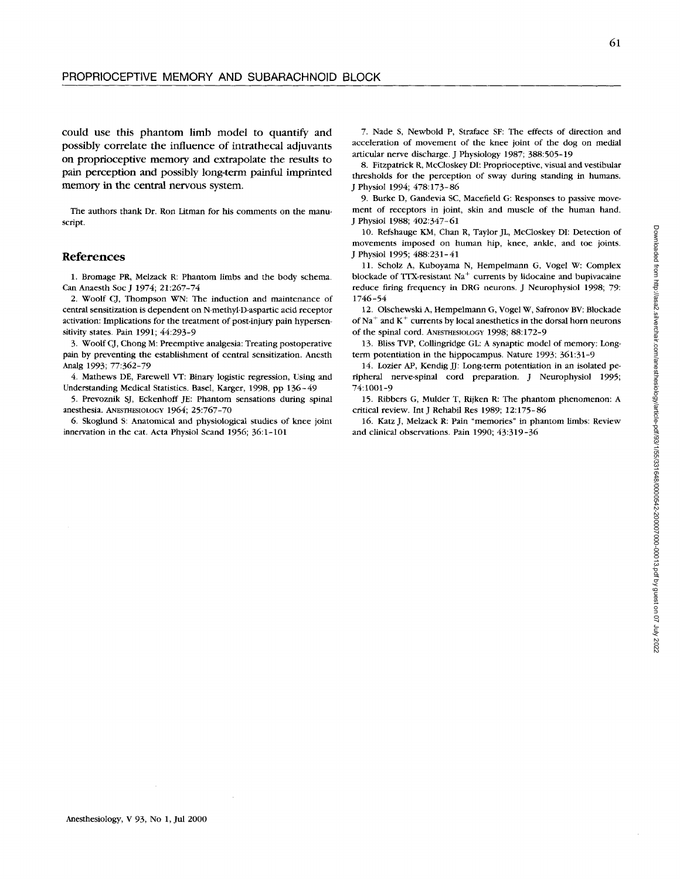could use this phantom limb model to quantify and possibly correlate the influence of intrathecal adjuvants on proprioceptive memory and extrapolate the results to pain perception and possibly long-term painful imprinted memory in the central nervous system.

The authors thank Dr. Ron Litman for his comments on the manuscript.

## References

1. Bromage PR, Melzack R: Phantom limbs and the body schema. Can Anaesth Soc J 1974; 21:267-74
2. Woolf CJ, Thompson WN: The induction and maintenance of central sensitization is dependent on N-methyl-D-aspartic acid receptor activation: Implications for the treatment of post-injury pain hypersensitivity states. Pain 1991; 44:293-9
3. Woolf CJ, Chong M: Preemptive analgesia: Treating postoperative pain by preventing the establishment of central sensitization. Anesth Analg 1993; 77:362-79
4. Mathews DE, Farewell VT: Binary logistic regression, Using and Understanding Medical Statistics. Basel, Karger, 1998, pp 136-49
5. Prevoznik SJ, Eckenhoff JE: Phantom sensations during spinal anesthesia. Anesthesiology 1964; 25:767-70
6. Skoglund S: Anatomical and physiological studies of knee joint innervation in the cat. Acta Physiol Scand 1956; 36:1-101
7. Nade S, Newbold P, Straface SF: The effects of direction and acceleration of movement of the knee joint of the dog on medial articular nerve discharge. J Physiology 1987; 388:505-19
8. Fitzpatrick R, McCloskey DI: Proprioceptive, visual and vestibular thresholds for the perception of sway during standing in humans. J Physiol 1994; 478:173-86
9. Burke D, Gandevia SC, Macefield G: Responses to passive movement of receptors in joint, skin and muscle of the human hand. J Physiol 1988; 402:347-61
10. Refshauge KM, Chan R, Taylor JL, McCloskey DI: Detection of movements imposed on human hip, knee, ankle, and toe joints. J Physiol 1995; 488:231-41
11. Scholz A, Kuboyama N, Hempelmann G, Vogel W: Complex blockade of TTX-resistant $Na^+$ currents by lidocaine and bupivacaine reduce firing frequency in DRG neurons. J Neurophysiol 1998; 79:1746-54
12. Olschewski A, Hempelmann G, Vogel W, Safronov BV: Blockade of $Na^+$ and $K^+$ currents by local anesthetics in the dorsal horn neurons of the spinal cord. Anesthesiology 1998; 88:172-9
13. Bliss TVP, Collingridge GL: A synaptic model of memory: Long-term potentiation in the hippocampus. Nature 1993; 361:31-9
14. Lozier AP, Kendig JJ: Long-term potentiation in an isolated peripheral nerve-spinal cord preparation. J Neurophysiol 1995; 74:1001-9
15. Ribbers G, Mulder T, Rijken R: The phantom phenomenon: A critical review. Int J Rehabil Res 1989; 12:175-86
16. Katz J, Melzack R: Pain "memories" in phantom limbs: Review and clinical observations. Pain 1990; 43:319-36